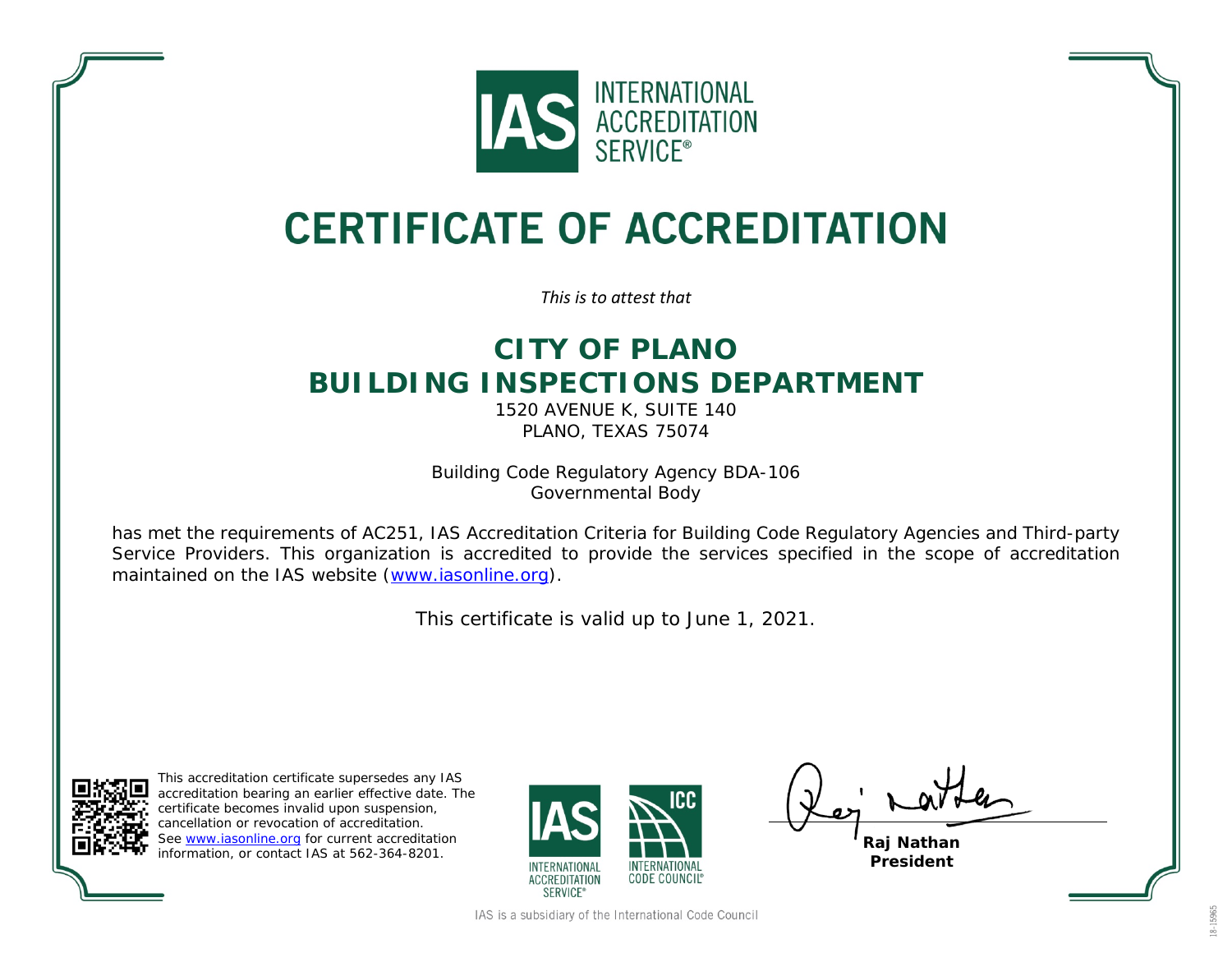INTERNATIONAL ACCREDITATION SERVICE®

# CERTIFICATE OF ACCREDITATION

*This is to attest that*

## CITY OF PLANO
## BUILDING INSPECTIONS DEPARTMENT

1520 AVENUE K, SUITE 140
PLANO, TEXAS 75074

Building Code Regulatory Agency BDA-106
Governmental Body

has met the requirements of AC251, IAS Accreditation Criteria for Building Code Regulatory Agencies and Third-party Service Providers. This organization is accredited to provide the services specified in the scope of accreditation maintained on the IAS website (www.iasonline.org).

This certificate is valid up to June 1, 2021.

This accreditation certificate supersedes any IAS accreditation bearing an earlier effective date. The certificate becomes invalid upon suspension, cancellation or revocation of accreditation. See www.iasonline.org for current accreditation information, or contact IAS at 562-364-8201.

INTERNATIONAL ACCREDITATION SERVICE® | INTERNATIONAL CODE COUNCIL®

**Raj Nathan**
**President**

IAS is a subsidiary of the International Code Council

18-15965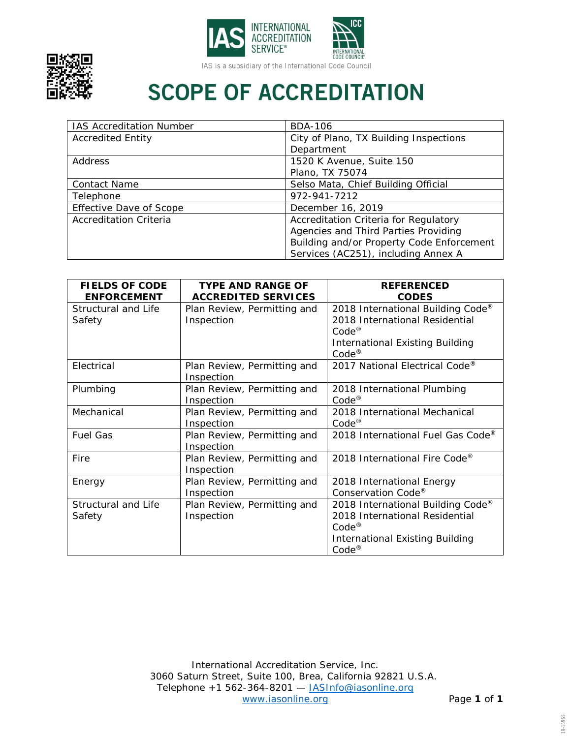IAS INTERNATIONAL ACCREDITATION SERVICE®

ICC INTERNATIONAL CODE COUNCIL®

IAS is a subsidiary of the International Code Council

# SCOPE OF ACCREDITATION

| | |
|---|---|
| IAS Accreditation Number | BDA-106 |
| Accredited Entity | City of Plano, TX Building Inspections Department |
| Address | 1520 K Avenue, Suite 150<br>Plano, TX 75074 |
| Contact Name | Selso Mata, Chief Building Official |
| Telephone | 972-941-7212 |
| Effective Dave of Scope | December 16, 2019 |
| Accreditation Criteria | Accreditation Criteria for Regulatory Agencies and Third Parties Providing Building and/or Property Code Enforcement Services (AC251), including Annex A |

| FIELDS OF CODE ENFORCEMENT | TYPE AND RANGE OF ACCREDITED SERVICES | REFERENCED CODES |
|---|---|---|
| Structural and Life Safety | Plan Review, Permitting and Inspection | 2018 International Building Code®<br>2018 International Residential Code®<br>International Existing Building Code® |
| Electrical | Plan Review, Permitting and Inspection | 2017 National Electrical Code® |
| Plumbing | Plan Review, Permitting and Inspection | 2018 International Plumbing Code® |
| Mechanical | Plan Review, Permitting and Inspection | 2018 International Mechanical Code® |
| Fuel Gas | Plan Review, Permitting and Inspection | 2018 International Fuel Gas Code® |
| Fire | Plan Review, Permitting and Inspection | 2018 International Fire Code® |
| Energy | Plan Review, Permitting and Inspection | 2018 International Energy Conservation Code® |
| Structural and Life Safety | Plan Review, Permitting and Inspection | 2018 International Building Code®<br>2018 International Residential Code®<br>International Existing Building Code® |

International Accreditation Service, Inc.
3060 Saturn Street, Suite 100, Brea, California 92821 U.S.A.
Telephone +1 562-364-8201 — IASInfo@iasonline.org
www.iasonline.org